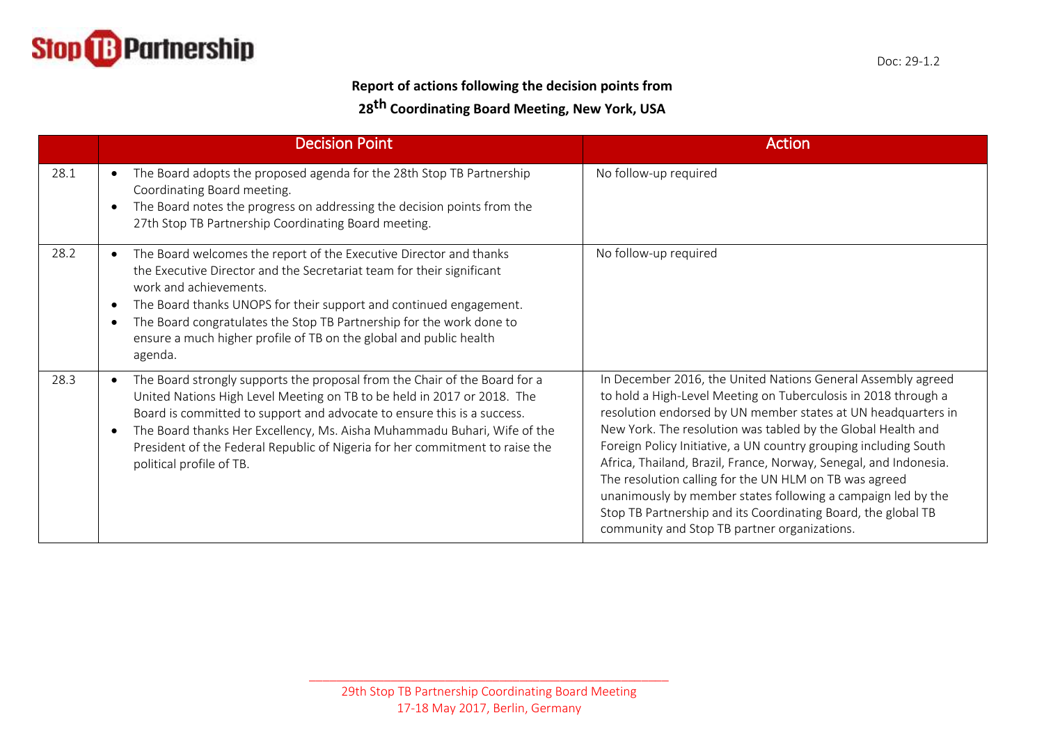Stop TB Partnership

Doc: 29-1.2

**Report of actions following the decision points from**

**28th Coordinating Board Meeting, New York, USA**

| | Decision Point | Action |
|---|---|---|
| 28.1 | • The Board adopts the proposed agenda for the 28th Stop TB Partnership Coordinating Board meeting.<br>• The Board notes the progress on addressing the decision points from the 27th Stop TB Partnership Coordinating Board meeting. | No follow-up required |
| 28.2 | • The Board welcomes the report of the Executive Director and thanks the Executive Director and the Secretariat team for their significant work and achievements.<br>• The Board thanks UNOPS for their support and continued engagement.<br>• The Board congratulates the Stop TB Partnership for the work done to ensure a much higher profile of TB on the global and public health agenda. | No follow-up required |
| 28.3 | • The Board strongly supports the proposal from the Chair of the Board for a United Nations High Level Meeting on TB to be held in 2017 or 2018. The Board is committed to support and advocate to ensure this is a success.<br>• The Board thanks Her Excellency, Ms. Aisha Muhammadu Buhari, Wife of the President of the Federal Republic of Nigeria for her commitment to raise the political profile of TB. | In December 2016, the United Nations General Assembly agreed to hold a High-Level Meeting on Tuberculosis in 2018 through a resolution endorsed by UN member states at UN headquarters in New York. The resolution was tabled by the Global Health and Foreign Policy Initiative, a UN country grouping including South Africa, Thailand, Brazil, France, Norway, Senegal, and Indonesia. The resolution calling for the UN HLM on TB was agreed unanimously by member states following a campaign led by the Stop TB Partnership and its Coordinating Board, the global TB community and Stop TB partner organizations. |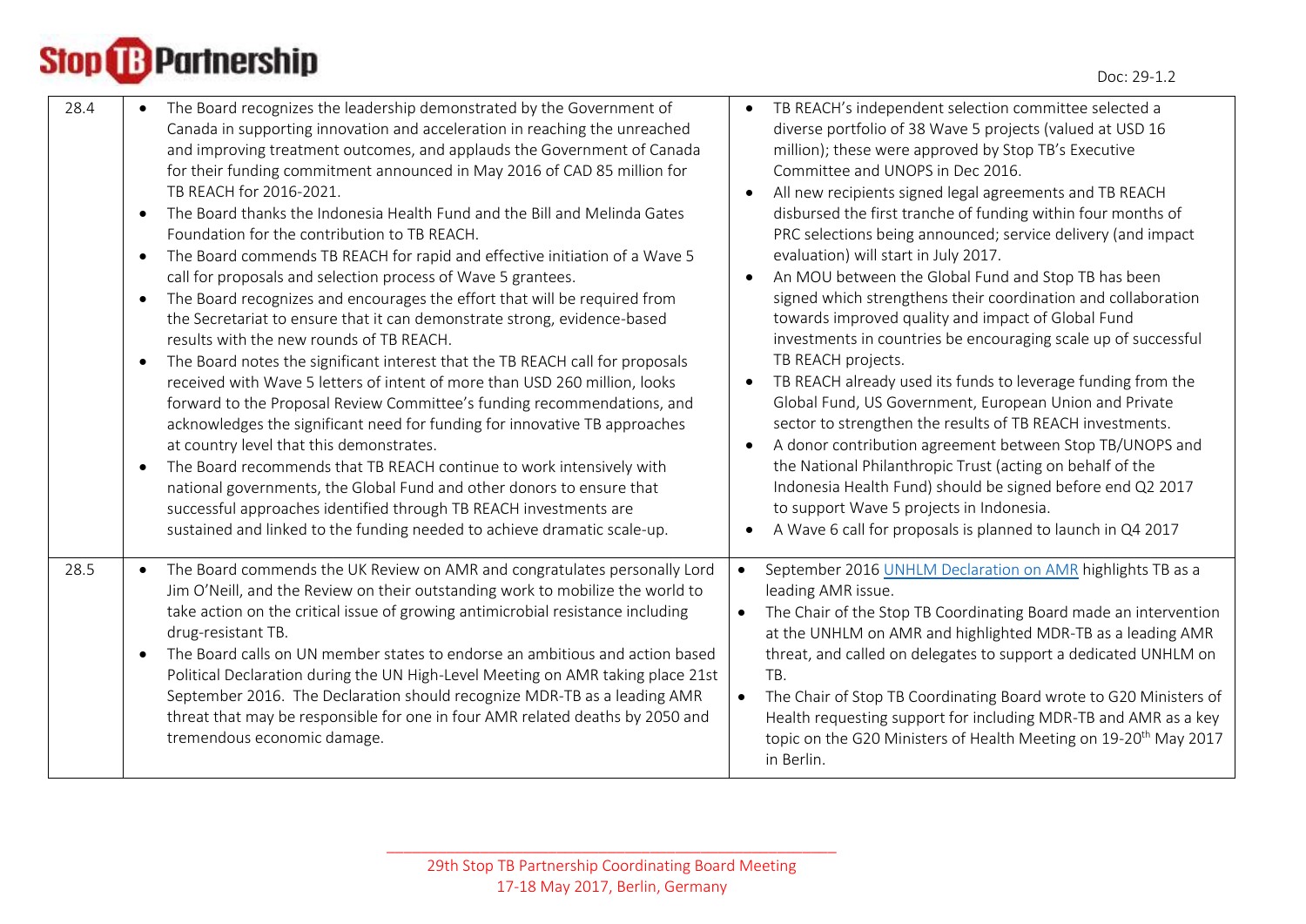| | | |
|---|---|---|
| 28.4 | • The Board recognizes the leadership demonstrated by the Government of Canada in supporting innovation and acceleration in reaching the unreached and improving treatment outcomes, and applauds the Government of Canada for their funding commitment announced in May 2016 of CAD 85 million for TB REACH for 2016-2021.<br>• The Board thanks the Indonesia Health Fund and the Bill and Melinda Gates Foundation for the contribution to TB REACH.<br>• The Board commends TB REACH for rapid and effective initiation of a Wave 5 call for proposals and selection process of Wave 5 grantees.<br>• The Board recognizes and encourages the effort that will be required from the Secretariat to ensure that it can demonstrate strong, evidence-based results with the new rounds of TB REACH.<br>• The Board notes the significant interest that the TB REACH call for proposals received with Wave 5 letters of intent of more than USD 260 million, looks forward to the Proposal Review Committee's funding recommendations, and acknowledges the significant need for funding for innovative TB approaches at country level that this demonstrates.<br>• The Board recommends that TB REACH continue to work intensively with national governments, the Global Fund and other donors to ensure that successful approaches identified through TB REACH investments are sustained and linked to the funding needed to achieve dramatic scale-up. | • TB REACH's independent selection committee selected a diverse portfolio of 38 Wave 5 projects (valued at USD 16 million); these were approved by Stop TB's Executive Committee and UNOPS in Dec 2016.<br>• All new recipients signed legal agreements and TB REACH disbursed the first tranche of funding within four months of PRC selections being announced; service delivery (and impact evaluation) will start in July 2017.<br>• An MOU between the Global Fund and Stop TB has been signed which strengthens their coordination and collaboration towards improved quality and impact of Global Fund investments in countries be encouraging scale up of successful TB REACH projects.<br>• TB REACH already used its funds to leverage funding from the Global Fund, US Government, European Union and Private sector to strengthen the results of TB REACH investments.<br>• A donor contribution agreement between Stop TB/UNOPS and the National Philanthropic Trust (acting on behalf of the Indonesia Health Fund) should be signed before end Q2 2017 to support Wave 5 projects in Indonesia.<br>• A Wave 6 call for proposals is planned to launch in Q4 2017 |
| 28.5 | • The Board commends the UK Review on AMR and congratulates personally Lord Jim O'Neill, and the Review on their outstanding work to mobilize the world to take action on the critical issue of growing antimicrobial resistance including drug-resistant TB.<br>• The Board calls on UN member states to endorse an ambitious and action based Political Declaration during the UN High-Level Meeting on AMR taking place 21st September 2016. The Declaration should recognize MDR-TB as a leading AMR threat that may be responsible for one in four AMR related deaths by 2050 and tremendous economic damage. | • September 2016 UNHLM Declaration on AMR highlights TB as a leading AMR issue.<br>• The Chair of the Stop TB Coordinating Board made an intervention at the UNHLM on AMR and highlighted MDR-TB as a leading AMR threat, and called on delegates to support a dedicated UNHLM on TB.<br>• The Chair of Stop TB Coordinating Board wrote to G20 Ministers of Health requesting support for including MDR-TB and AMR as a key topic on the G20 Ministers of Health Meeting on 19-20th May 2017 in Berlin. |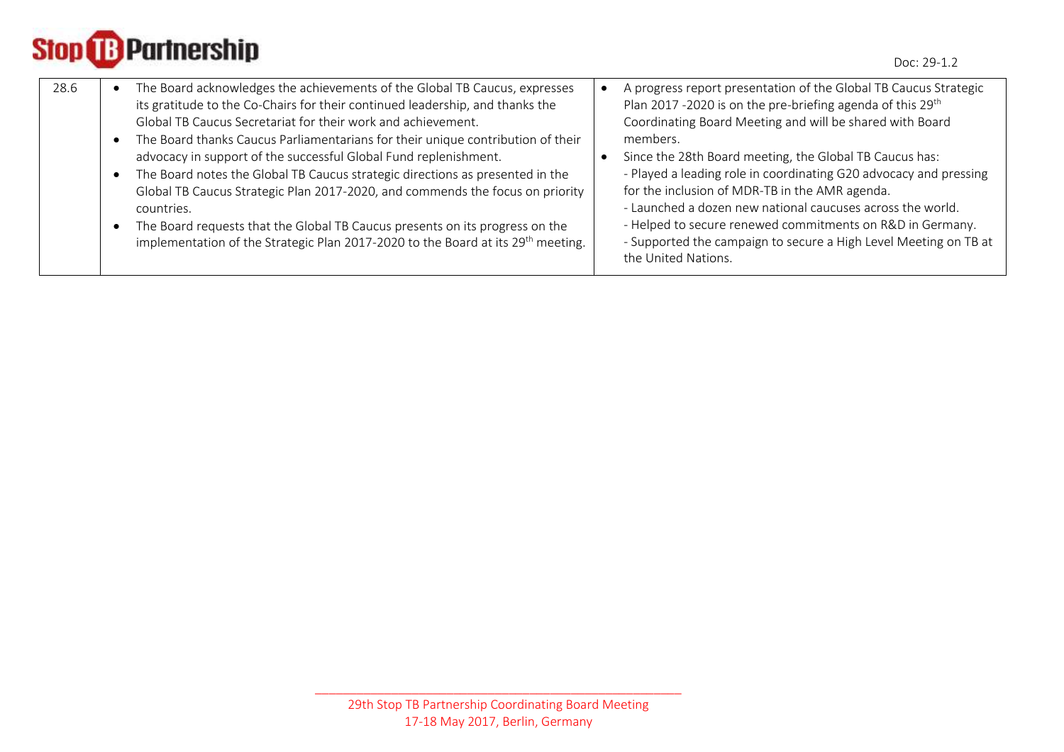| 28.6 | • The Board acknowledges the achievements of the Global TB Caucus, expresses its gratitude to the Co-Chairs for their continued leadership, and thanks the Global TB Caucus Secretariat for their work and achievement.<br>• The Board thanks Caucus Parliamentarians for their unique contribution of their advocacy in support of the successful Global Fund replenishment.<br>• The Board notes the Global TB Caucus strategic directions as presented in the Global TB Caucus Strategic Plan 2017-2020, and commends the focus on priority countries.<br>• The Board requests that the Global TB Caucus presents on its progress on the implementation of the Strategic Plan 2017-2020 to the Board at its 29th meeting. | • A progress report presentation of the Global TB Caucus Strategic Plan 2017 -2020 is on the pre-briefing agenda of this 29th Coordinating Board Meeting and will be shared with Board members.<br>• Since the 28th Board meeting, the Global TB Caucus has:<br>- Played a leading role in coordinating G20 advocacy and pressing for the inclusion of MDR-TB in the AMR agenda.<br>- Launched a dozen new national caucuses across the world.<br>- Helped to secure renewed commitments on R&D in Germany.<br>- Supported the campaign to secure a High Level Meeting on TB at the United Nations. |
|---|---|---|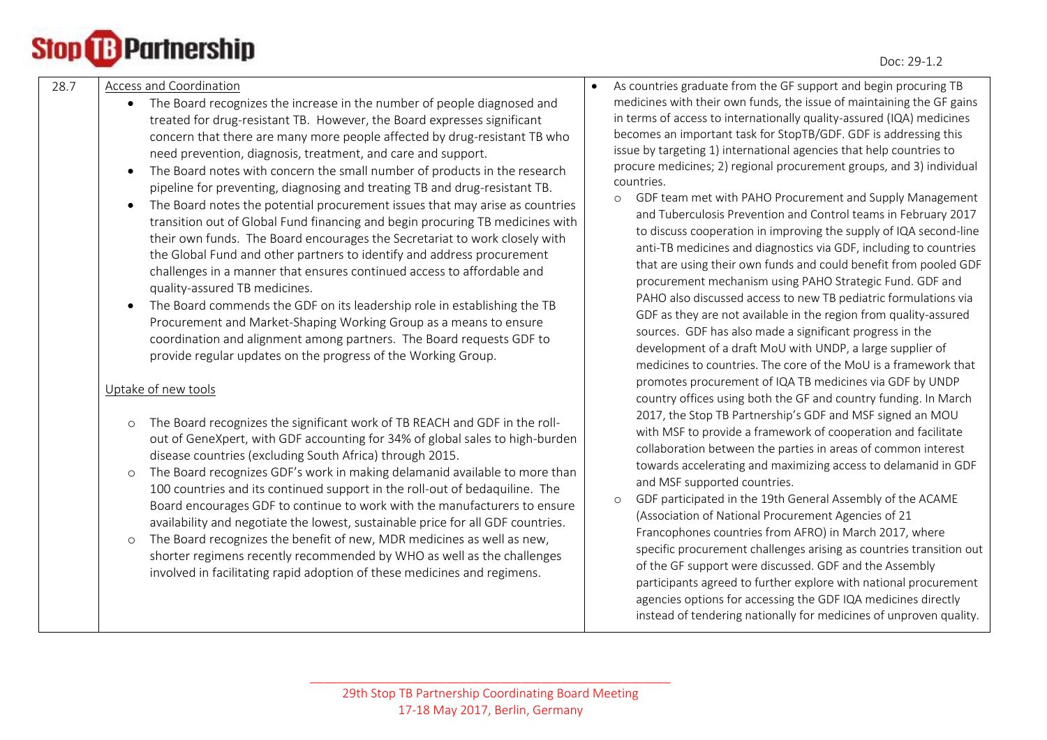| | | |
|---|---|---|
| 28.7 | Access and Coordination<br>• The Board recognizes the increase in the number of people diagnosed and treated for drug-resistant TB. However, the Board expresses significant concern that there are many more people affected by drug-resistant TB who need prevention, diagnosis, treatment, and care and support.<br>• The Board notes with concern the small number of products in the research pipeline for preventing, diagnosing and treating TB and drug-resistant TB.<br>• The Board notes the potential procurement issues that may arise as countries transition out of Global Fund financing and begin procuring TB medicines with their own funds. The Board encourages the Secretariat to work closely with the Global Fund and other partners to identify and address procurement challenges in a manner that ensures continued access to affordable and quality-assured TB medicines.<br>• The Board commends the GDF on its leadership role in establishing the TB Procurement and Market-Shaping Working Group as a means to ensure coordination and alignment among partners. The Board requests GDF to provide regular updates on the progress of the Working Group.<br><br>Uptake of new tools<br><br>o The Board recognizes the significant work of TB REACH and GDF in the roll-out of GeneXpert, with GDF accounting for 34% of global sales to high-burden disease countries (excluding South Africa) through 2015.<br>o The Board recognizes GDF's work in making delamanid available to more than 100 countries and its continued support in the roll-out of bedaquiline. The Board encourages GDF to continue to work with the manufacturers to ensure availability and negotiate the lowest, sustainable price for all GDF countries.<br>o The Board recognizes the benefit of new, MDR medicines as well as new, shorter regimens recently recommended by WHO as well as the challenges involved in facilitating rapid adoption of these medicines and regimens. | • As countries graduate from the GF support and begin procuring TB medicines with their own funds, the issue of maintaining the GF gains in terms of access to internationally quality-assured (IQA) medicines becomes an important task for StopTB/GDF. GDF is addressing this issue by targeting 1) international agencies that help countries to procure medicines; 2) regional procurement groups, and 3) individual countries.<br>o GDF team met with PAHO Procurement and Supply Management and Tuberculosis Prevention and Control teams in February 2017 to discuss cooperation in improving the supply of IQA second-line anti-TB medicines and diagnostics via GDF, including to countries that are using their own funds and could benefit from pooled GDF procurement mechanism using PAHO Strategic Fund. GDF and PAHO also discussed access to new TB pediatric formulations via GDF as they are not available in the region from quality-assured sources. GDF has also made a significant progress in the development of a draft MoU with UNDP, a large supplier of medicines to countries. The core of the MoU is a framework that promotes procurement of IQA TB medicines via GDF by UNDP country offices using both the GF and country funding. In March 2017, the Stop TB Partnership's GDF and MSF signed an MOU with MSF to provide a framework of cooperation and facilitate collaboration between the parties in areas of common interest towards accelerating and maximizing access to delamanid in GDF and MSF supported countries.<br>o GDF participated in the 19th General Assembly of the ACAME (Association of National Procurement Agencies of 21 Francophones countries from AFRO) in March 2017, where specific procurement challenges arising as countries transition out of the GF support were discussed. GDF and the Assembly participants agreed to further explore with national procurement agencies options for accessing the GDF IQA medicines directly instead of tendering nationally for medicines of unproven quality. |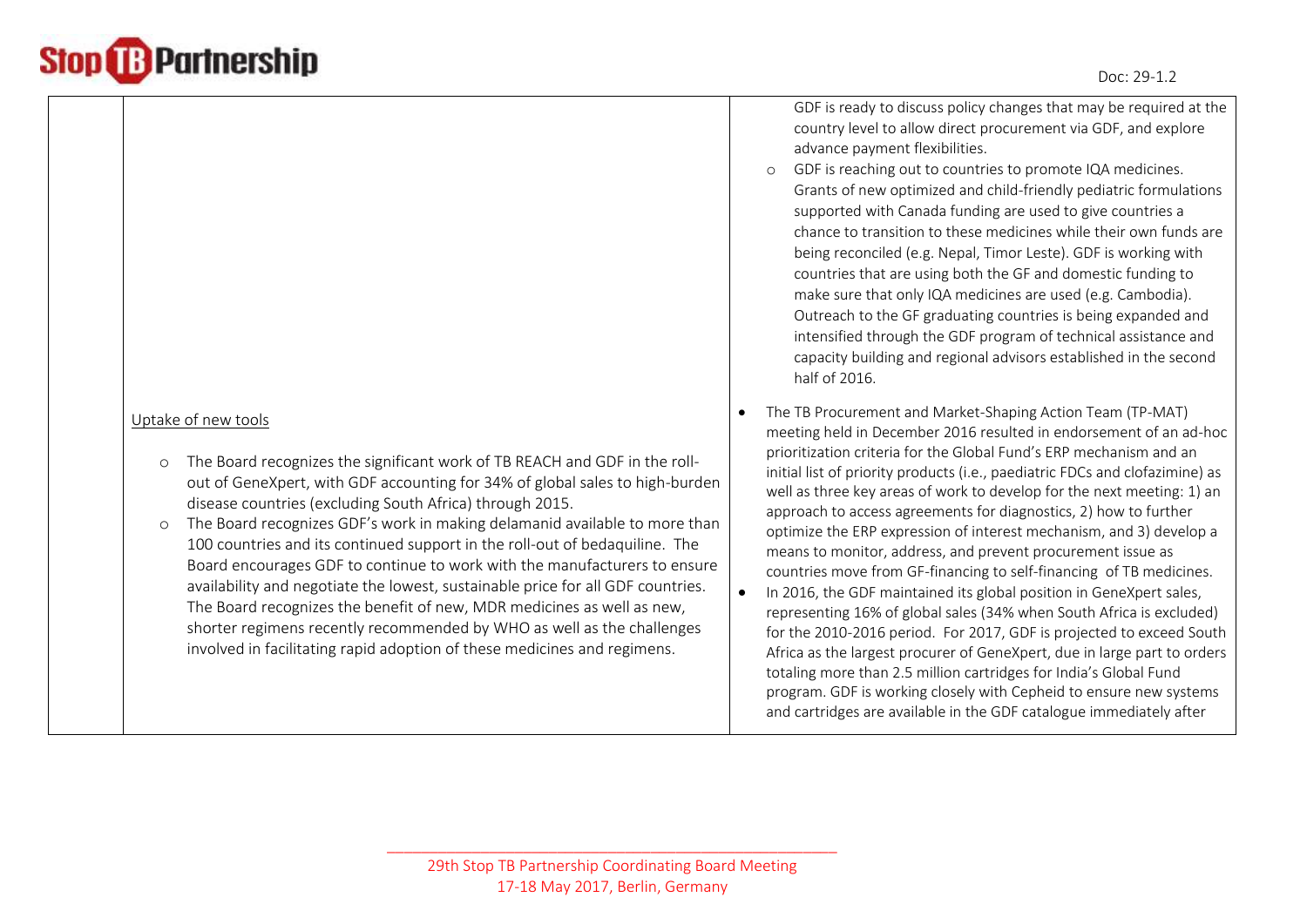| | | |
|---|---|---|
| | | GDF is ready to discuss policy changes that may be required at the country level to allow direct procurement via GDF, and explore advance payment flexibilities.<br>◦ GDF is reaching out to countries to promote IQA medicines. Grants of new optimized and child-friendly pediatric formulations supported with Canada funding are used to give countries a chance to transition to these medicines while their own funds are being reconciled (e.g. Nepal, Timor Leste). GDF is working with countries that are using both the GF and domestic funding to make sure that only IQA medicines are used (e.g. Cambodia). Outreach to the GF graduating countries is being expanded and intensified through the GDF program of technical assistance and capacity building and regional advisors established in the second half of 2016. |
| | Uptake of new tools<br>◦ The Board recognizes the significant work of TB REACH and GDF in the roll-out of GeneXpert, with GDF accounting for 34% of global sales to high-burden disease countries (excluding South Africa) through 2015.<br>◦ The Board recognizes GDF's work in making delamanid available to more than 100 countries and its continued support in the roll-out of bedaquiline. The Board encourages GDF to continue to work with the manufacturers to ensure availability and negotiate the lowest, sustainable price for all GDF countries. The Board recognizes the benefit of new, MDR medicines as well as new, shorter regimens recently recommended by WHO as well as the challenges involved in facilitating rapid adoption of these medicines and regimens. | • The TB Procurement and Market-Shaping Action Team (TP-MAT) meeting held in December 2016 resulted in endorsement of an ad-hoc prioritization criteria for the Global Fund's ERP mechanism and an initial list of priority products (i.e., paediatric FDCs and clofazimine) as well as three key areas of work to develop for the next meeting: 1) an approach to access agreements for diagnostics, 2) how to further optimize the ERP expression of interest mechanism, and 3) develop a means to monitor, address, and prevent procurement issue as countries move from GF-financing to self-financing of TB medicines.<br>• In 2016, the GDF maintained its global position in GeneXpert sales, representing 16% of global sales (34% when South Africa is excluded) for the 2010-2016 period. For 2017, GDF is projected to exceed South Africa as the largest procurer of GeneXpert, due in large part to orders totaling more than 2.5 million cartridges for India's Global Fund program. GDF is working closely with Cepheid to ensure new systems and cartridges are available in the GDF catalogue immediately after |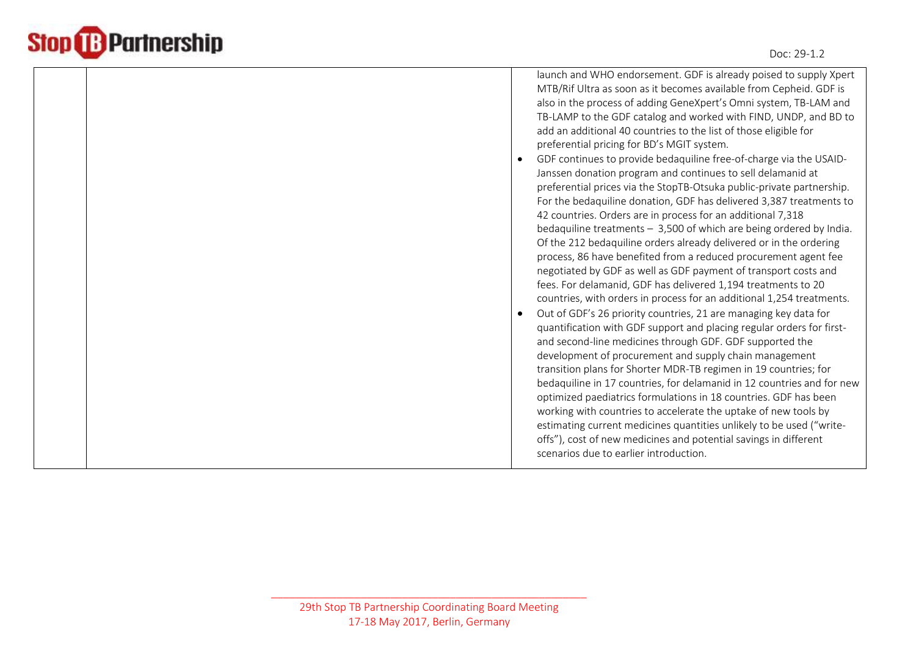| | | |
|---|---|---|
| | | launch and WHO endorsement. GDF is already poised to supply Xpert MTB/Rif Ultra as soon as it becomes available from Cepheid. GDF is also in the process of adding GeneXpert's Omni system, TB-LAM and TB-LAMP to the GDF catalog and worked with FIND, UNDP, and BD to add an additional 40 countries to the list of those eligible for preferential pricing for BD's MGIT system.<br>• GDF continues to provide bedaquiline free-of-charge via the USAID-Janssen donation program and continues to sell delamanid at preferential prices via the StopTB-Otsuka public-private partnership. For the bedaquiline donation, GDF has delivered 3,387 treatments to 42 countries. Orders are in process for an additional 7,318 bedaquiline treatments – 3,500 of which are being ordered by India. Of the 212 bedaquiline orders already delivered or in the ordering process, 86 have benefited from a reduced procurement agent fee negotiated by GDF as well as GDF payment of transport costs and fees. For delamanid, GDF has delivered 1,194 treatments to 20 countries, with orders in process for an additional 1,254 treatments.<br>• Out of GDF's 26 priority countries, 21 are managing key data for quantification with GDF support and placing regular orders for first- and second-line medicines through GDF. GDF supported the development of procurement and supply chain management transition plans for Shorter MDR-TB regimen in 19 countries; for bedaquiline in 17 countries, for delamanid in 12 countries and for new optimized paediatrics formulations in 18 countries. GDF has been working with countries to accelerate the uptake of new tools by estimating current medicines quantities unlikely to be used ("write-offs"), cost of new medicines and potential savings in different scenarios due to earlier introduction. |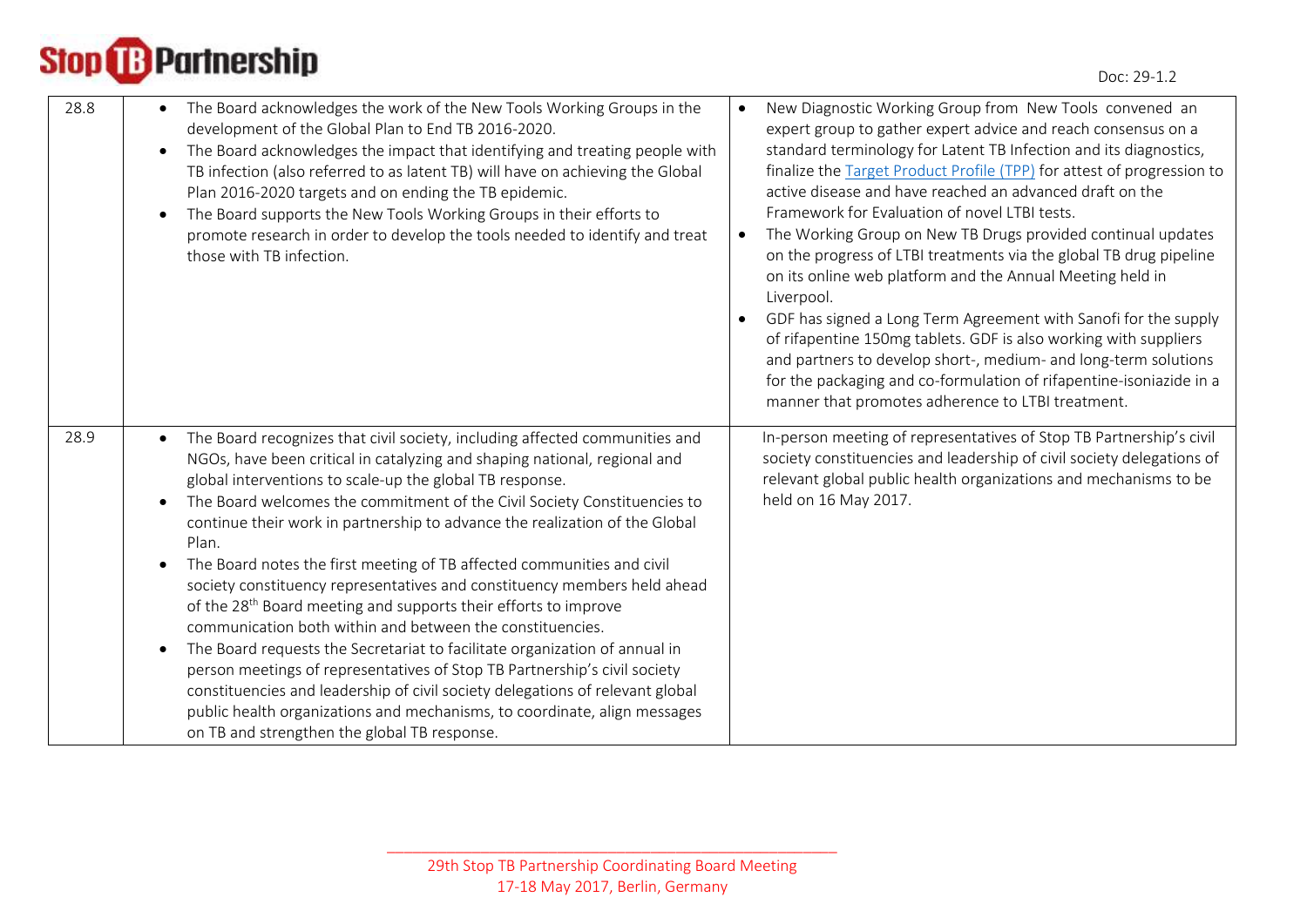| 28.8 | • The Board acknowledges the work of the New Tools Working Groups in the development of the Global Plan to End TB 2016-2020.<br>• The Board acknowledges the impact that identifying and treating people with TB infection (also referred to as latent TB) will have on achieving the Global Plan 2016-2020 targets and on ending the TB epidemic.<br>• The Board supports the New Tools Working Groups in their efforts to promote research in order to develop the tools needed to identify and treat those with TB infection. | • New Diagnostic Working Group from New Tools convened an expert group to gather expert advice and reach consensus on a standard terminology for Latent TB Infection and its diagnostics, finalize the Target Product Profile (TPP) for attest of progression to active disease and have reached an advanced draft on the Framework for Evaluation of novel LTBI tests.<br>• The Working Group on New TB Drugs provided continual updates on the progress of LTBI treatments via the global TB drug pipeline on its online web platform and the Annual Meeting held in Liverpool.<br>• GDF has signed a Long Term Agreement with Sanofi for the supply of rifapentine 150mg tablets. GDF is also working with suppliers and partners to develop short-, medium- and long-term solutions for the packaging and co-formulation of rifapentine-isoniazide in a manner that promotes adherence to LTBI treatment. |
|---|---|---|
| 28.9 | • The Board recognizes that civil society, including affected communities and NGOs, have been critical in catalyzing and shaping national, regional and global interventions to scale-up the global TB response.<br>• The Board welcomes the commitment of the Civil Society Constituencies to continue their work in partnership to advance the realization of the Global Plan.<br>• The Board notes the first meeting of TB affected communities and civil society constituency representatives and constituency members held ahead of the 28th Board meeting and supports their efforts to improve communication both within and between the constituencies.<br>• The Board requests the Secretariat to facilitate organization of annual in person meetings of representatives of Stop TB Partnership's civil society constituencies and leadership of civil society delegations of relevant global public health organizations and mechanisms, to coordinate, align messages on TB and strengthen the global TB response. | In-person meeting of representatives of Stop TB Partnership's civil society constituencies and leadership of civil society delegations of relevant global public health organizations and mechanisms to be held on 16 May 2017. |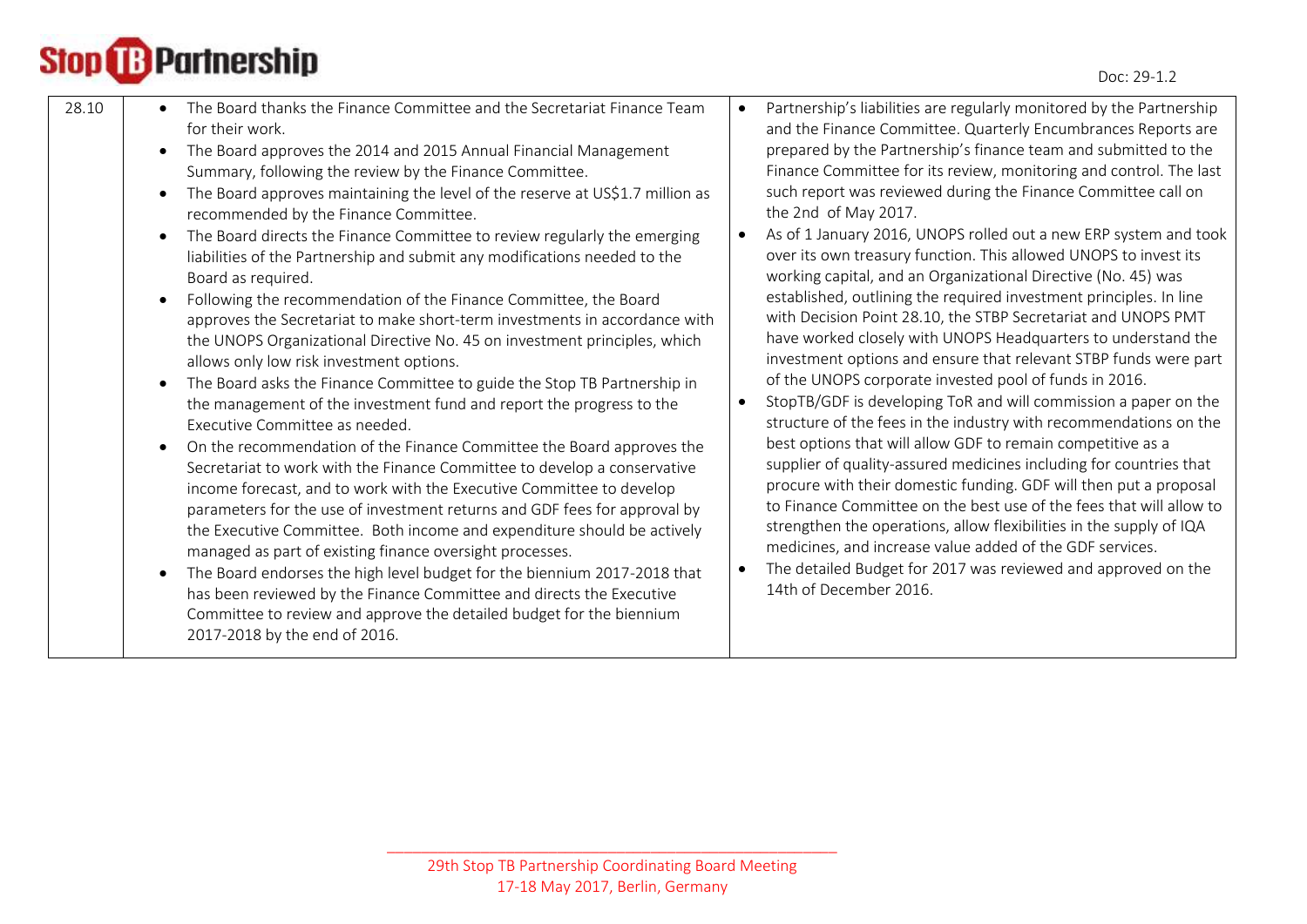| 28.10 | • The Board thanks the Finance Committee and the Secretariat Finance Team for their work.<br>• The Board approves the 2014 and 2015 Annual Financial Management Summary, following the review by the Finance Committee.<br>• The Board approves maintaining the level of the reserve at US$1.7 million as recommended by the Finance Committee.<br>• The Board directs the Finance Committee to review regularly the emerging liabilities of the Partnership and submit any modifications needed to the Board as required.<br>• Following the recommendation of the Finance Committee, the Board approves the Secretariat to make short-term investments in accordance with the UNOPS Organizational Directive No. 45 on investment principles, which allows only low risk investment options.<br>• The Board asks the Finance Committee to guide the Stop TB Partnership in the management of the investment fund and report the progress to the Executive Committee as needed.<br>• On the recommendation of the Finance Committee the Board approves the Secretariat to work with the Finance Committee to develop a conservative income forecast, and to work with the Executive Committee to develop parameters for the use of investment returns and GDF fees for approval by the Executive Committee. Both income and expenditure should be actively managed as part of existing finance oversight processes.<br>• The Board endorses the high level budget for the biennium 2017-2018 that has been reviewed by the Finance Committee and directs the Executive Committee to review and approve the detailed budget for the biennium 2017-2018 by the end of 2016. | • Partnership's liabilities are regularly monitored by the Partnership and the Finance Committee. Quarterly Encumbrances Reports are prepared by the Partnership's finance team and submitted to the Finance Committee for its review, monitoring and control. The last such report was reviewed during the Finance Committee call on the 2nd of May 2017.<br>• As of 1 January 2016, UNOPS rolled out a new ERP system and took over its own treasury function. This allowed UNOPS to invest its working capital, and an Organizational Directive (No. 45) was established, outlining the required investment principles. In line with Decision Point 28.10, the STBP Secretariat and UNOPS PMT have worked closely with UNOPS Headquarters to understand the investment options and ensure that relevant STBP funds were part of the UNOPS corporate invested pool of funds in 2016.<br>• StopTB/GDF is developing ToR and will commission a paper on the structure of the fees in the industry with recommendations on the best options that will allow GDF to remain competitive as a supplier of quality-assured medicines including for countries that procure with their domestic funding. GDF will then put a proposal to Finance Committee on the best use of the fees that will allow to strengthen the operations, allow flexibilities in the supply of IQA medicines, and increase value added of the GDF services.<br>• The detailed Budget for 2017 was reviewed and approved on the 14th of December 2016. |
|---|---|---|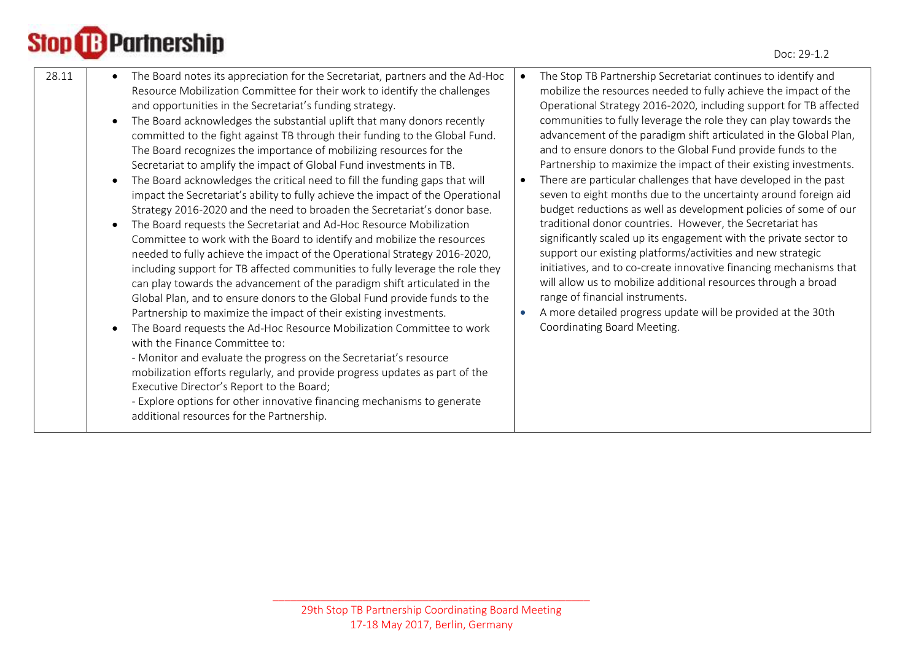| 28.11 | • The Board notes its appreciation for the Secretariat, partners and the Ad-Hoc Resource Mobilization Committee for their work to identify the challenges and opportunities in the Secretariat's funding strategy.<br>• The Board acknowledges the substantial uplift that many donors recently committed to the fight against TB through their funding to the Global Fund. The Board recognizes the importance of mobilizing resources for the Secretariat to amplify the impact of Global Fund investments in TB.<br>• The Board acknowledges the critical need to fill the funding gaps that will impact the Secretariat's ability to fully achieve the impact of the Operational Strategy 2016-2020 and the need to broaden the Secretariat's donor base.<br>• The Board requests the Secretariat and Ad-Hoc Resource Mobilization Committee to work with the Board to identify and mobilize the resources needed to fully achieve the impact of the Operational Strategy 2016-2020, including support for TB affected communities to fully leverage the role they can play towards the advancement of the paradigm shift articulated in the Global Plan, and to ensure donors to the Global Fund provide funds to the Partnership to maximize the impact of their existing investments.<br>• The Board requests the Ad-Hoc Resource Mobilization Committee to work with the Finance Committee to:<br>- Monitor and evaluate the progress on the Secretariat's resource mobilization efforts regularly, and provide progress updates as part of the Executive Director's Report to the Board;<br>- Explore options for other innovative financing mechanisms to generate additional resources for the Partnership. | • The Stop TB Partnership Secretariat continues to identify and mobilize the resources needed to fully achieve the impact of the Operational Strategy 2016-2020, including support for TB affected communities to fully leverage the role they can play towards the advancement of the paradigm shift articulated in the Global Plan, and to ensure donors to the Global Fund provide funds to the Partnership to maximize the impact of their existing investments.<br>• There are particular challenges that have developed in the past seven to eight months due to the uncertainty around foreign aid budget reductions as well as development policies of some of our traditional donor countries. However, the Secretariat has significantly scaled up its engagement with the private sector to support our existing platforms/activities and new strategic initiatives, and to co-create innovative financing mechanisms that will allow us to mobilize additional resources through a broad range of financial instruments.<br>• A more detailed progress update will be provided at the 30th Coordinating Board Meeting. |
|---|---|---|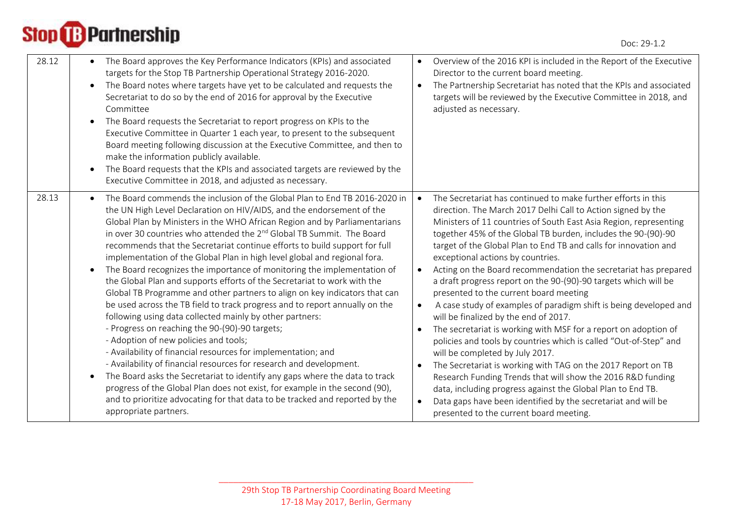| | | |
|---|---|---|
| 28.12 | • The Board approves the Key Performance Indicators (KPIs) and associated targets for the Stop TB Partnership Operational Strategy 2016-2020.<br>• The Board notes where targets have yet to be calculated and requests the Secretariat to do so by the end of 2016 for approval by the Executive Committee<br>• The Board requests the Secretariat to report progress on KPIs to the Executive Committee in Quarter 1 each year, to present to the subsequent Board meeting following discussion at the Executive Committee, and then to make the information publicly available.<br>• The Board requests that the KPIs and associated targets are reviewed by the Executive Committee in 2018, and adjusted as necessary. | • Overview of the 2016 KPI is included in the Report of the Executive Director to the current board meeting.<br>• The Partnership Secretariat has noted that the KPIs and associated targets will be reviewed by the Executive Committee in 2018, and adjusted as necessary. |
| 28.13 | • The Board commends the inclusion of the Global Plan to End TB 2016-2020 in the UN High Level Declaration on HIV/AIDS, and the endorsement of the Global Plan by Ministers in the WHO African Region and by Parliamentarians in over 30 countries who attended the 2nd Global TB Summit. The Board recommends that the Secretariat continue efforts to build support for full implementation of the Global Plan in high level global and regional fora.<br>• The Board recognizes the importance of monitoring the implementation of the Global Plan and supports efforts of the Secretariat to work with the Global TB Programme and other partners to align on key indicators that can be used across the TB field to track progress and to report annually on the following using data collected mainly by other partners:<br>- Progress on reaching the 90-(90)-90 targets;<br>- Adoption of new policies and tools;<br>- Availability of financial resources for implementation; and<br>- Availability of financial resources for research and development.<br>• The Board asks the Secretariat to identify any gaps where the data to track progress of the Global Plan does not exist, for example in the second (90), and to prioritize advocating for that data to be tracked and reported by the appropriate partners. | • The Secretariat has continued to make further efforts in this direction. The March 2017 Delhi Call to Action signed by the Ministers of 11 countries of South East Asia Region, representing together 45% of the Global TB burden, includes the 90-(90)-90 target of the Global Plan to End TB and calls for innovation and exceptional actions by countries.<br>• Acting on the Board recommendation the secretariat has prepared a draft progress report on the 90-(90)-90 targets which will be presented to the current board meeting<br>• A case study of examples of paradigm shift is being developed and will be finalized by the end of 2017.<br>• The secretariat is working with MSF for a report on adoption of policies and tools by countries which is called "Out-of-Step" and will be completed by July 2017.<br>• The Secretariat is working with TAG on the 2017 Report on TB Research Funding Trends that will show the 2016 R&D funding data, including progress against the Global Plan to End TB.<br>• Data gaps have been identified by the secretariat and will be presented to the current board meeting. |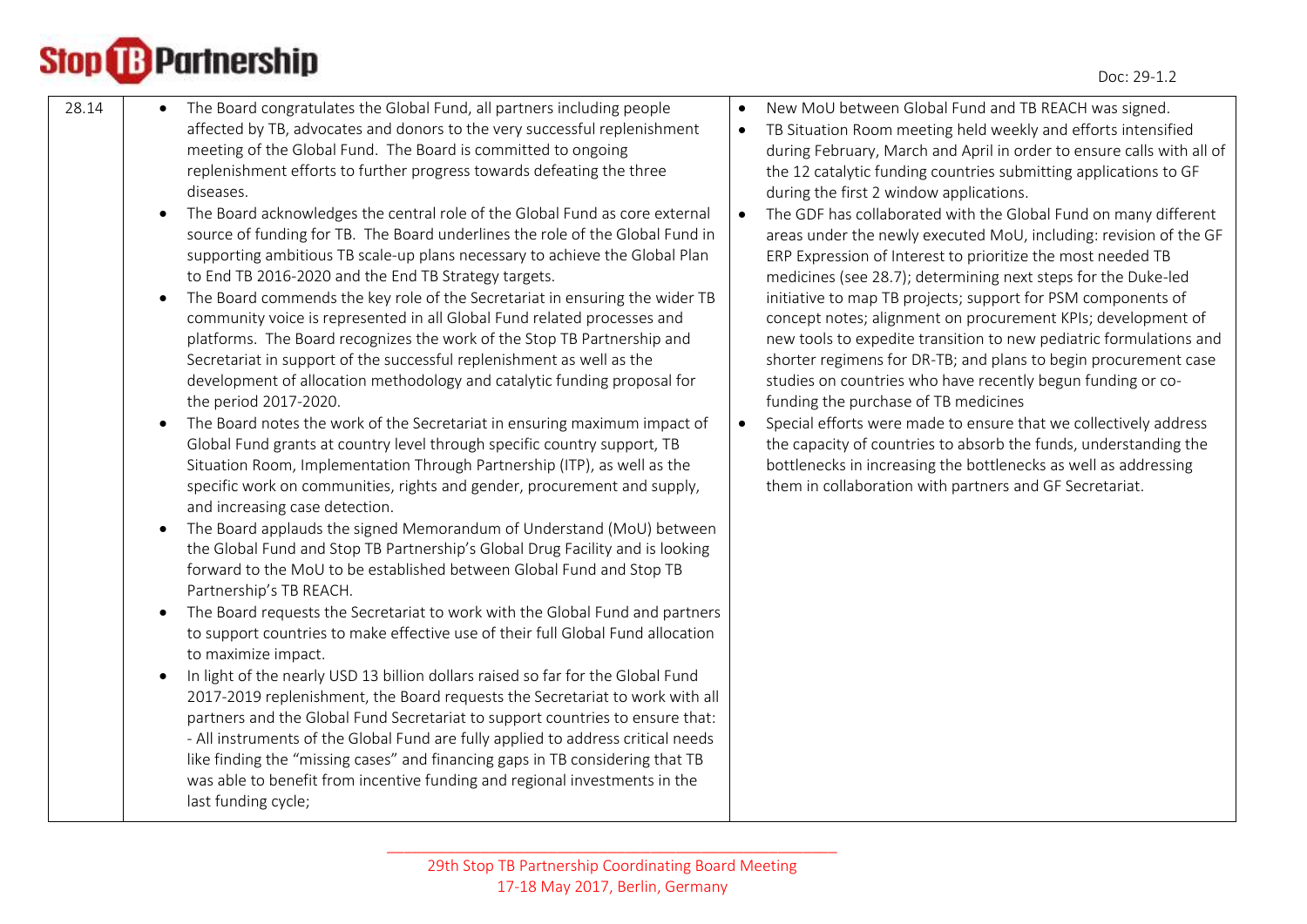| | | |
|---|---|---|
| 28.14 | • The Board congratulates the Global Fund, all partners including people affected by TB, advocates and donors to the very successful replenishment meeting of the Global Fund. The Board is committed to ongoing replenishment efforts to further progress towards defeating the three diseases.<br>• The Board acknowledges the central role of the Global Fund as core external source of funding for TB. The Board underlines the role of the Global Fund in supporting ambitious TB scale-up plans necessary to achieve the Global Plan to End TB 2016-2020 and the End TB Strategy targets.<br>• The Board commends the key role of the Secretariat in ensuring the wider TB community voice is represented in all Global Fund related processes and platforms. The Board recognizes the work of the Stop TB Partnership and Secretariat in support of the successful replenishment as well as the development of allocation methodology and catalytic funding proposal for the period 2017-2020.<br>• The Board notes the work of the Secretariat in ensuring maximum impact of Global Fund grants at country level through specific country support, TB Situation Room, Implementation Through Partnership (ITP), as well as the specific work on communities, rights and gender, procurement and supply, and increasing case detection.<br>• The Board applauds the signed Memorandum of Understand (MoU) between the Global Fund and Stop TB Partnership's Global Drug Facility and is looking forward to the MoU to be established between Global Fund and Stop TB Partnership's TB REACH.<br>• The Board requests the Secretariat to work with the Global Fund and partners to support countries to make effective use of their full Global Fund allocation to maximize impact.<br>• In light of the nearly USD 13 billion dollars raised so far for the Global Fund 2017-2019 replenishment, the Board requests the Secretariat to work with all partners and the Global Fund Secretariat to support countries to ensure that:<br>- All instruments of the Global Fund are fully applied to address critical needs like finding the "missing cases" and financing gaps in TB considering that TB was able to benefit from incentive funding and regional investments in the last funding cycle; | • New MoU between Global Fund and TB REACH was signed.<br>• TB Situation Room meeting held weekly and efforts intensified during February, March and April in order to ensure calls with all of the 12 catalytic funding countries submitting applications to GF during the first 2 window applications.<br>• The GDF has collaborated with the Global Fund on many different areas under the newly executed MoU, including: revision of the GF ERP Expression of Interest to prioritize the most needed TB medicines (see 28.7); determining next steps for the Duke-led initiative to map TB projects; support for PSM components of concept notes; alignment on procurement KPIs; development of new tools to expedite transition to new pediatric formulations and shorter regimens for DR-TB; and plans to begin procurement case studies on countries who have recently begun funding or co-funding the purchase of TB medicines<br>• Special efforts were made to ensure that we collectively address the capacity of countries to absorb the funds, understanding the bottlenecks in increasing the bottlenecks as well as addressing them in collaboration with partners and GF Secretariat. |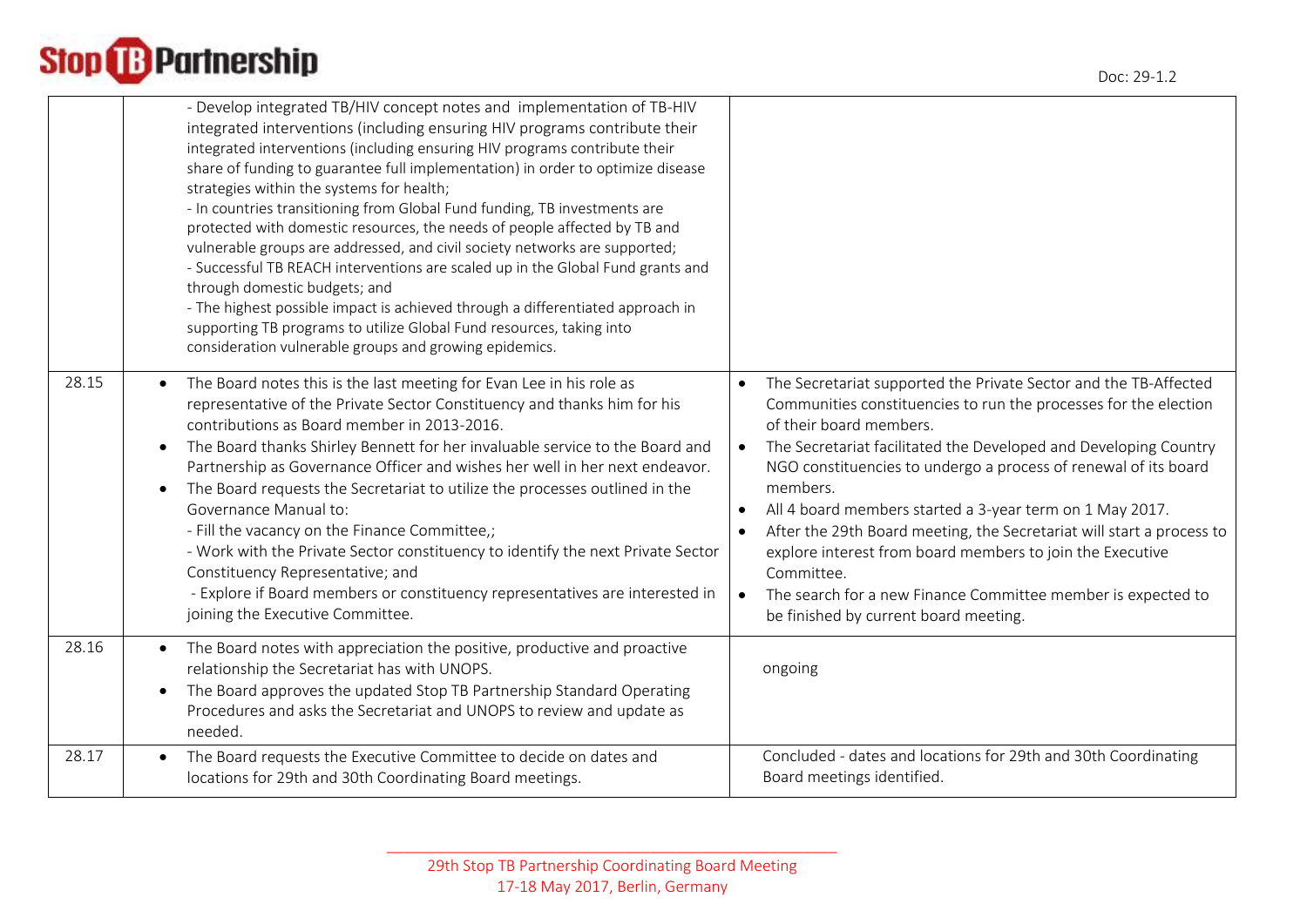| | | |
|---|---|---|
| | - Develop integrated TB/HIV concept notes and implementation of TB-HIV integrated interventions (including ensuring HIV programs contribute their integrated interventions (including ensuring HIV programs contribute their share of funding to guarantee full implementation) in order to optimize disease strategies within the systems for health;<br>- In countries transitioning from Global Fund funding, TB investments are protected with domestic resources, the needs of people affected by TB and vulnerable groups are addressed, and civil society networks are supported;<br>- Successful TB REACH interventions are scaled up in the Global Fund grants and through domestic budgets; and<br>- The highest possible impact is achieved through a differentiated approach in supporting TB programs to utilize Global Fund resources, taking into consideration vulnerable groups and growing epidemics. | |
| 28.15 | • The Board notes this is the last meeting for Evan Lee in his role as representative of the Private Sector Constituency and thanks him for his contributions as Board member in 2013-2016.<br>• The Board thanks Shirley Bennett for her invaluable service to the Board and Partnership as Governance Officer and wishes her well in her next endeavor.<br>• The Board requests the Secretariat to utilize the processes outlined in the Governance Manual to:<br>- Fill the vacancy on the Finance Committee,;<br>- Work with the Private Sector constituency to identify the next Private Sector Constituency Representative; and<br>- Explore if Board members or constituency representatives are interested in joining the Executive Committee. | • The Secretariat supported the Private Sector and the TB-Affected Communities constituencies to run the processes for the election of their board members.<br>• The Secretariat facilitated the Developed and Developing Country NGO constituencies to undergo a process of renewal of its board members.<br>• All 4 board members started a 3-year term on 1 May 2017.<br>• After the 29th Board meeting, the Secretariat will start a process to explore interest from board members to join the Executive Committee.<br>• The search for a new Finance Committee member is expected to be finished by current board meeting. |
| 28.16 | • The Board notes with appreciation the positive, productive and proactive relationship the Secretariat has with UNOPS.<br>• The Board approves the updated Stop TB Partnership Standard Operating Procedures and asks the Secretariat and UNOPS to review and update as needed. | ongoing |
| 28.17 | • The Board requests the Executive Committee to decide on dates and locations for 29th and 30th Coordinating Board meetings. | Concluded - dates and locations for 29th and 30th Coordinating Board meetings identified. |